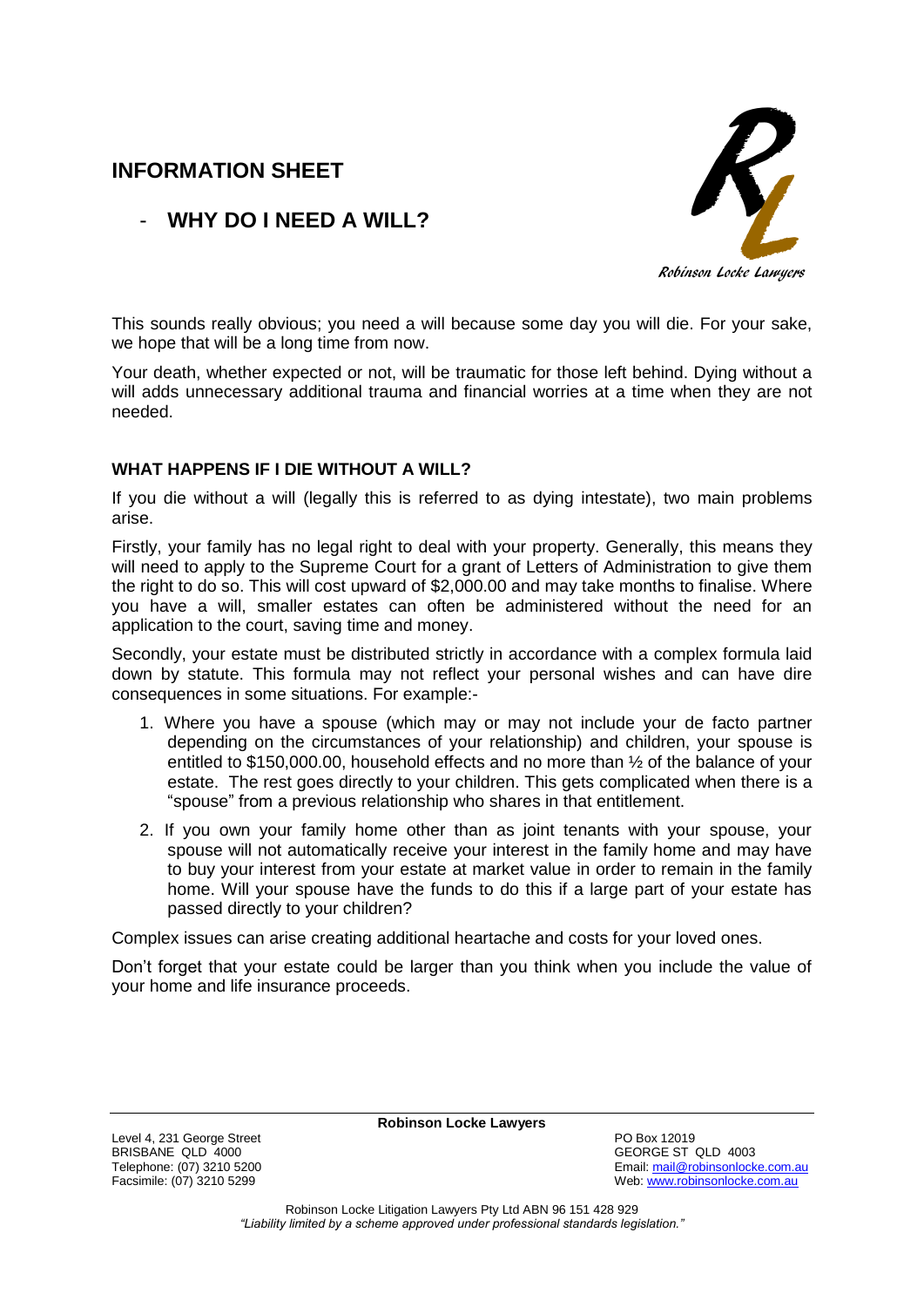# INFORMATION SHEET

## - WHY DO I NEED A WILL?

This sounds really obvious; you need a will because some day you will die. For your sake, we hope that will be a long time from now.

Your death, whether expected or not, will be traumatic for those left behind. Dying without a will adds unnecessary additional trauma and financial worries at a time when they are not needed.

### WHAT HAPPENS IF I DIE WITHOUT A WILL?

If you die without a will (legally this is referred to as dying intestate), two main problems arise.

Firstly, your family has no legal right to deal with your property. Generally, this means they will need to apply to the Supreme Court for a grant of Letters of Administration to give them the right to do so. This will cost upward of $2,000.00 and may take months to finalise. Where you have a will, smaller estates can often be administered without the need for an application to the court, saving time and money.

Secondly, your estate must be distributed strictly in accordance with a complex formula laid down by statute. This formula may not reflect your personal wishes and can have dire consequences in some situations. For example:-

1. Where you have a spouse (which may or may not include your de facto partner depending on the circumstances of your relationship) and children, your spouse is entitled to $150,000.00, household effects and no more than ½ of the balance of your estate. The rest goes directly to your children. This gets complicated when there is a "spouse" from a previous relationship who shares in that entitlement.
2. If you own your family home other than as joint tenants with your spouse, your spouse will not automatically receive your interest in the family home and may have to buy your interest from your estate at market value in order to remain in the family home. Will your spouse have the funds to do this if a large part of your estate has passed directly to your children?

Complex issues can arise creating additional heartache and costs for your loved ones.

Don't forget that your estate could be larger than you think when you include the value of your home and life insurance proceeds.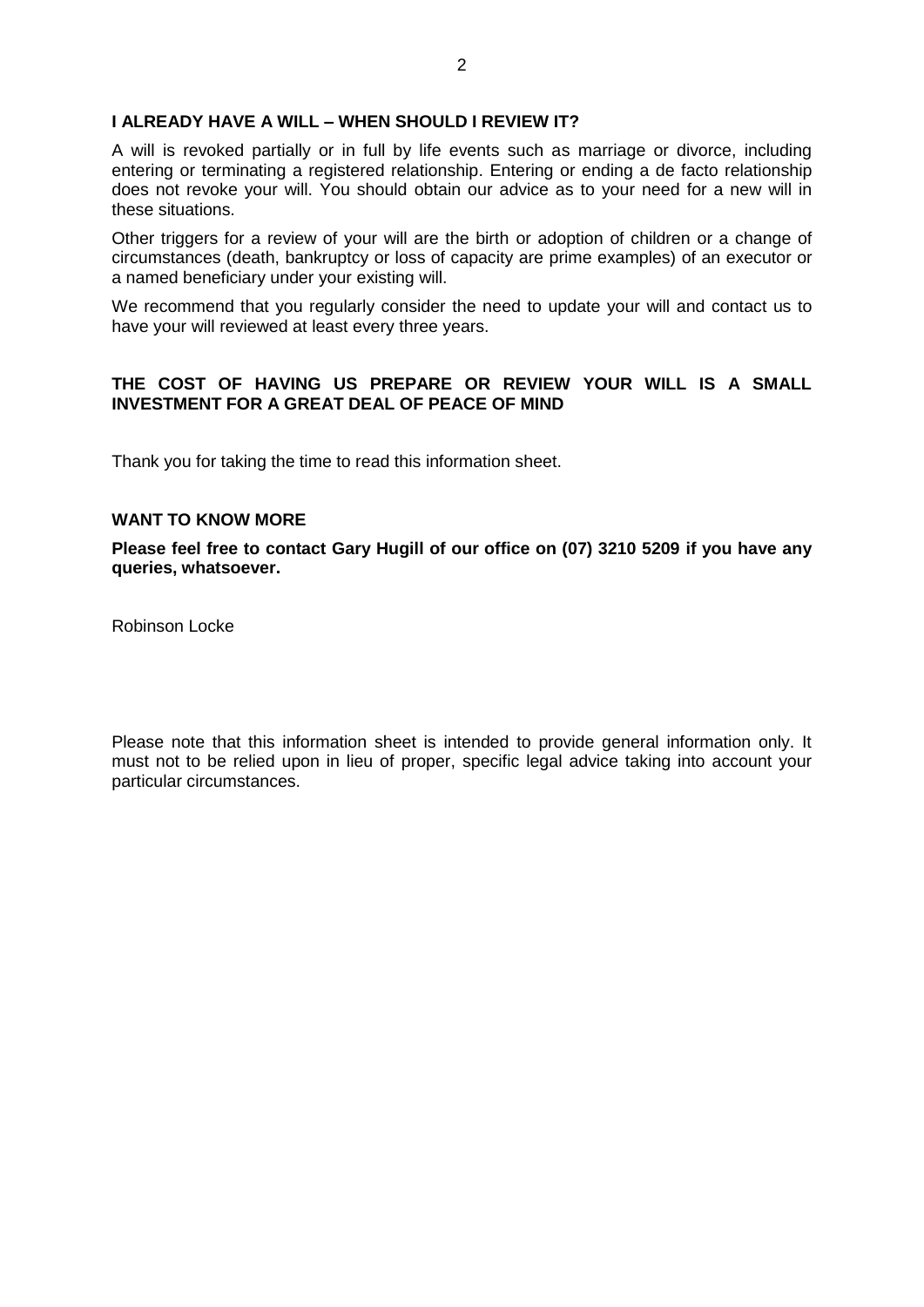## I ALREADY HAVE A WILL – WHEN SHOULD I REVIEW IT?

A will is revoked partially or in full by life events such as marriage or divorce, including entering or terminating a registered relationship. Entering or ending a de facto relationship does not revoke your will. You should obtain our advice as to your need for a new will in these situations.

Other triggers for a review of your will are the birth or adoption of children or a change of circumstances (death, bankruptcy or loss of capacity are prime examples) of an executor or a named beneficiary under your existing will.

We recommend that you regularly consider the need to update your will and contact us to have your will reviewed at least every three years.

**THE COST OF HAVING US PREPARE OR REVIEW YOUR WILL IS A SMALL INVESTMENT FOR A GREAT DEAL OF PEACE OF MIND**

Thank you for taking the time to read this information sheet.

## WANT TO KNOW MORE

**Please feel free to contact Gary Hugill of our office on (07) 3210 5209 if you have any queries, whatsoever.**

Robinson Locke

Please note that this information sheet is intended to provide general information only. It must not to be relied upon in lieu of proper, specific legal advice taking into account your particular circumstances.